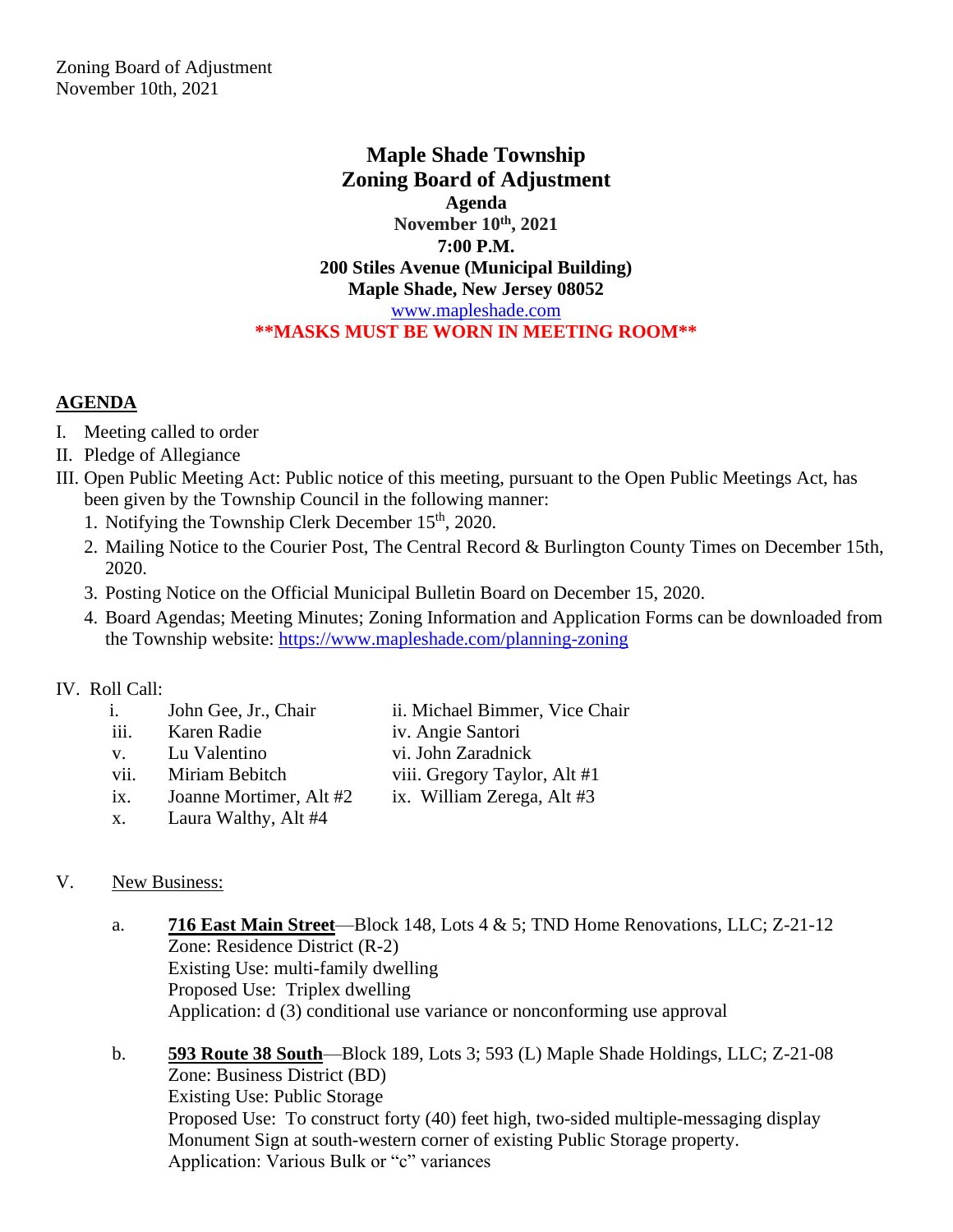Zoning Board of Adjustment
November 10th, 2021

# Maple Shade Township
# Zoning Board of Adjustment

**Agenda**
**November 10th, 2021**
**7:00 P.M.**
**200 Stiles Avenue (Municipal Building)**
**Maple Shade, New Jersey 08052**
www.mapleshade.com
**\*\*MASKS MUST BE WORN IN MEETING ROOM\*\***

## AGENDA

I. Meeting called to order
II. Pledge of Allegiance
III. Open Public Meeting Act: Public notice of this meeting, pursuant to the Open Public Meetings Act, has been given by the Township Council in the following manner:
1. Notifying the Township Clerk December 15th, 2020.
2. Mailing Notice to the Courier Post, The Central Record & Burlington County Times on December 15th, 2020.
3. Posting Notice on the Official Municipal Bulletin Board on December 15, 2020.
4. Board Agendas; Meeting Minutes; Zoning Information and Application Forms can be downloaded from the Township website: https://www.mapleshade.com/planning-zoning

IV. Roll Call:

i. John Gee, Jr., Chair
ii. Michael Bimmer, Vice Chair
iii. Karen Radie
iv. Angie Santori
v. Lu Valentino
vi. John Zaradnick
vii. Miriam Bebitch
viii. Gregory Taylor, Alt #1
ix. Joanne Mortimer, Alt #2
ix. William Zerega, Alt #3
x. Laura Walthy, Alt #4

V. New Business:

a. **716 East Main Street**—Block 148, Lots 4 & 5; TND Home Renovations, LLC; Z-21-12
Zone: Residence District (R-2)
Existing Use: multi-family dwelling
Proposed Use: Triplex dwelling
Application: d (3) conditional use variance or nonconforming use approval

b. **593 Route 38 South**—Block 189, Lots 3; 593 (L) Maple Shade Holdings, LLC; Z-21-08
Zone: Business District (BD)
Existing Use: Public Storage
Proposed Use: To construct forty (40) feet high, two-sided multiple-messaging display Monument Sign at south-western corner of existing Public Storage property.
Application: Various Bulk or "c" variances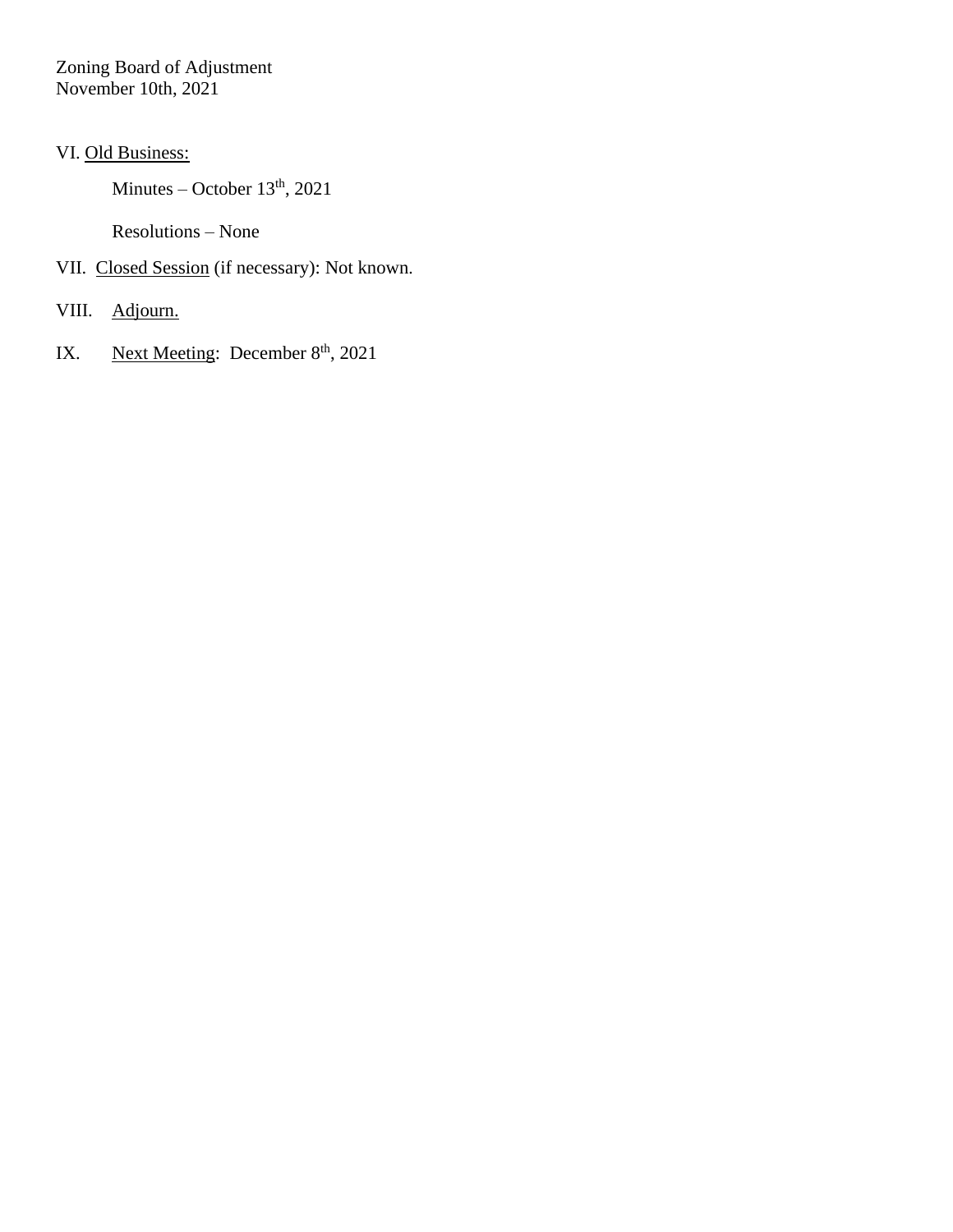VI. Old Business:

Minutes – October 13th, 2021

Resolutions – None

VII. Closed Session (if necessary): Not known.

VIII. Adjourn.

IX. Next Meeting: December 8th, 2021